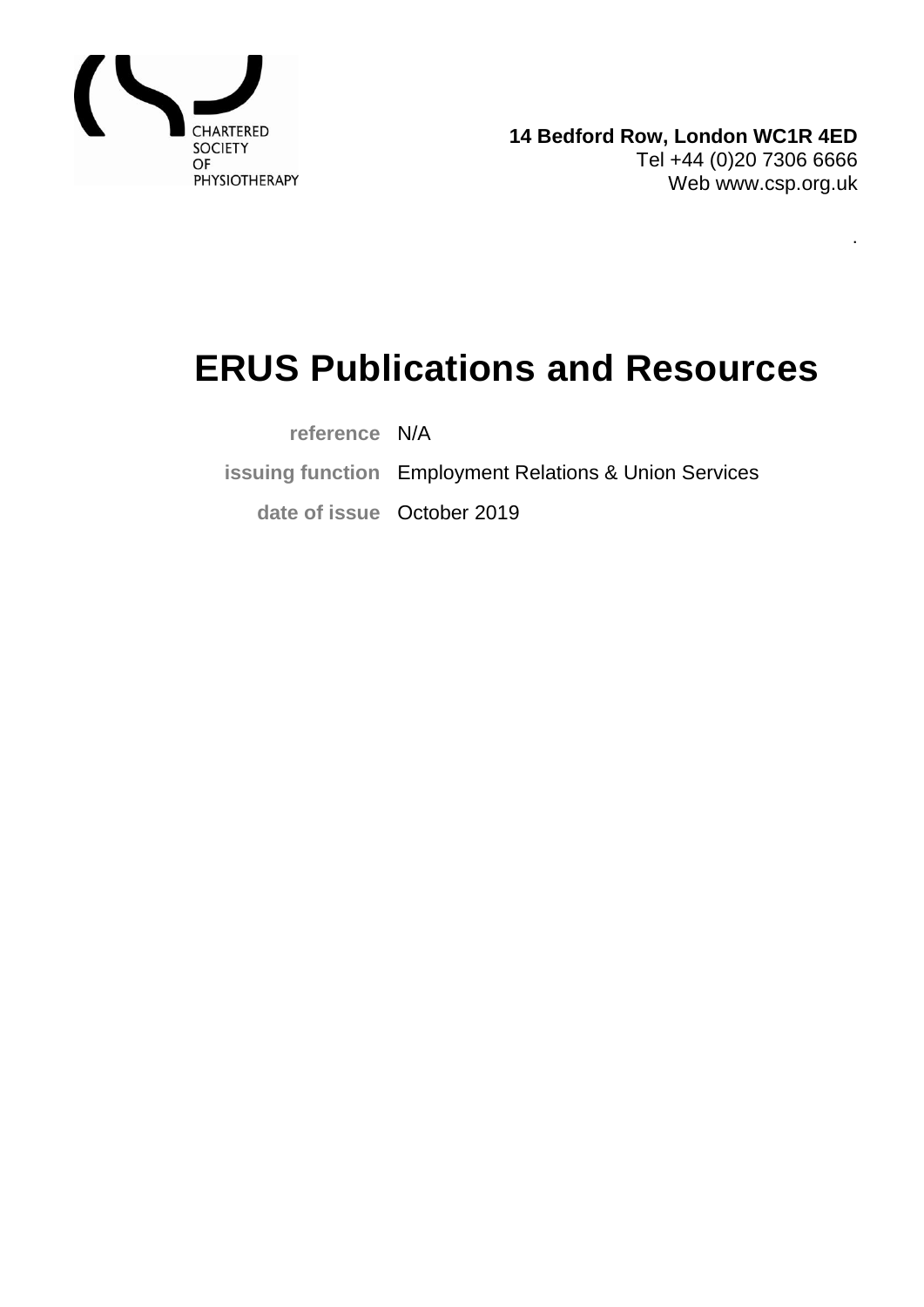CHARTERED SOCIETY OF PHYSIOTHERAPY

**14 Bedford Row, London WC1R 4ED**
Tel +44 (0)20 7306 6666
Web www.csp.org.uk

# ERUS Publications and Resources

| | |
|---|---|
| **reference** | N/A |
| **issuing function** | Employment Relations & Union Services |
| **date of issue** | October 2019 |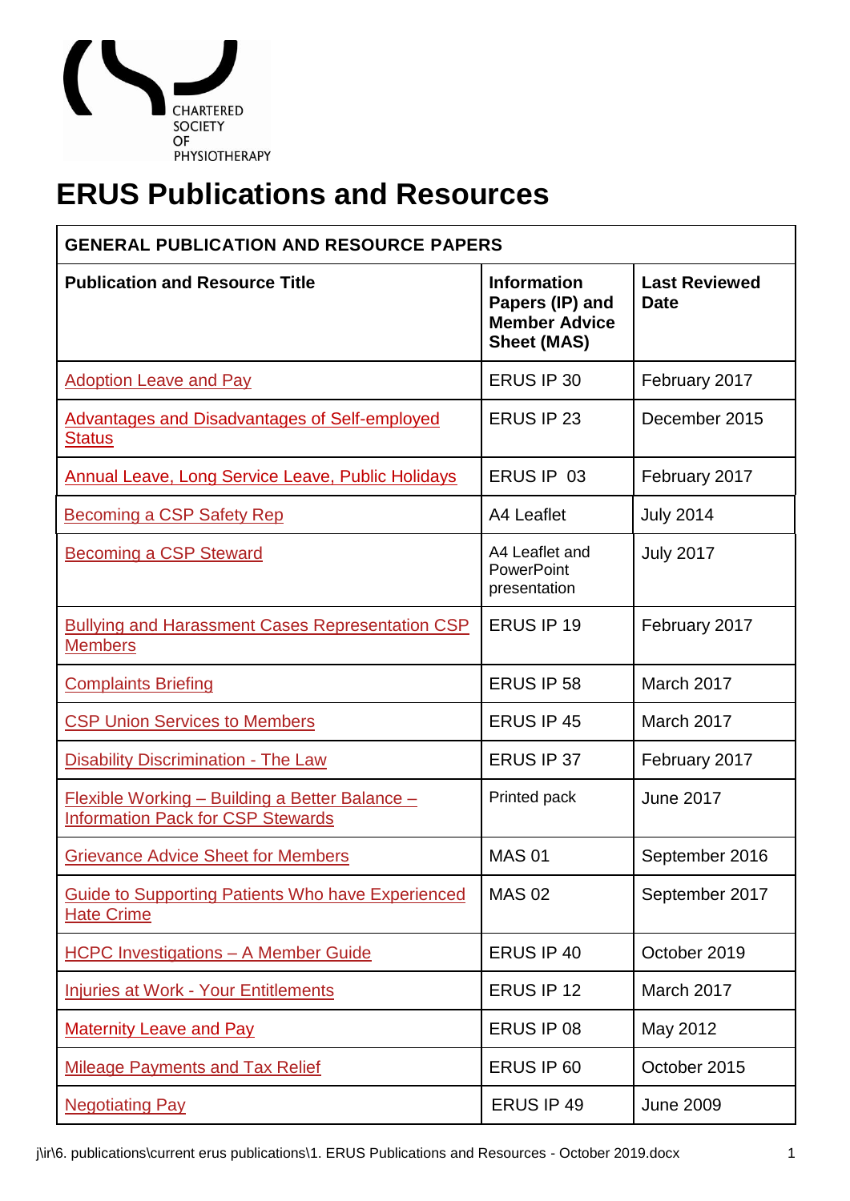CHARTERED SOCIETY OF PHYSIOTHERAPY

# ERUS Publications and Resources

| GENERAL PUBLICATION AND RESOURCE PAPERS | | |
|---|---|---|
| **Publication and Resource Title** | **Information Papers (IP) and Member Advice Sheet (MAS)** | **Last Reviewed Date** |
| Adoption Leave and Pay | ERUS IP 30 | February 2017 |
| Advantages and Disadvantages of Self-employed Status | ERUS IP 23 | December 2015 |
| Annual Leave, Long Service Leave, Public Holidays | ERUS IP 03 | February 2017 |
| Becoming a CSP Safety Rep | A4 Leaflet | July 2014 |
| Becoming a CSP Steward | A4 Leaflet and PowerPoint presentation | July 2017 |
| Bullying and Harassment Cases Representation CSP Members | ERUS IP 19 | February 2017 |
| Complaints Briefing | ERUS IP 58 | March 2017 |
| CSP Union Services to Members | ERUS IP 45 | March 2017 |
| Disability Discrimination - The Law | ERUS IP 37 | February 2017 |
| Flexible Working – Building a Better Balance – Information Pack for CSP Stewards | Printed pack | June 2017 |
| Grievance Advice Sheet for Members | MAS 01 | September 2016 |
| Guide to Supporting Patients Who have Experienced Hate Crime | MAS 02 | September 2017 |
| HCPC Investigations – A Member Guide | ERUS IP 40 | October 2019 |
| Injuries at Work - Your Entitlements | ERUS IP 12 | March 2017 |
| Maternity Leave and Pay | ERUS IP 08 | May 2012 |
| Mileage Payments and Tax Relief | ERUS IP 60 | October 2015 |
| Negotiating Pay | ERUS IP 49 | June 2009 |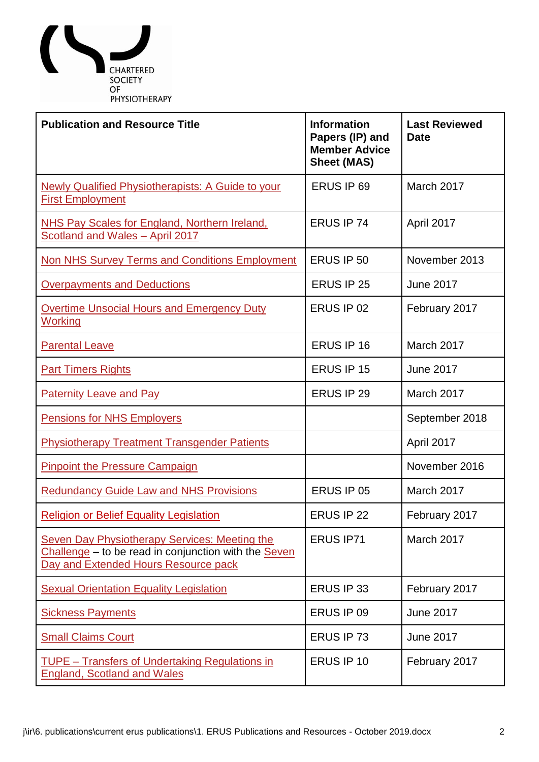CHARTERED SOCIETY OF PHYSIOTHERAPY

| Publication and Resource Title | Information Papers (IP) and Member Advice Sheet (MAS) | Last Reviewed Date |
|---|---|---|
| Newly Qualified Physiotherapists: A Guide to your First Employment | ERUS IP 69 | March 2017 |
| NHS Pay Scales for England, Northern Ireland, Scotland and Wales – April 2017 | ERUS IP 74 | April 2017 |
| Non NHS Survey Terms and Conditions Employment | ERUS IP 50 | November 2013 |
| Overpayments and Deductions | ERUS IP 25 | June 2017 |
| Overtime Unsocial Hours and Emergency Duty Working | ERUS IP 02 | February 2017 |
| Parental Leave | ERUS IP 16 | March 2017 |
| Part Timers Rights | ERUS IP 15 | June 2017 |
| Paternity Leave and Pay | ERUS IP 29 | March 2017 |
| Pensions for NHS Employers | | September 2018 |
| Physiotherapy Treatment Transgender Patients | | April 2017 |
| Pinpoint the Pressure Campaign | | November 2016 |
| Redundancy Guide Law and NHS Provisions | ERUS IP 05 | March 2017 |
| Religion or Belief Equality Legislation | ERUS IP 22 | February 2017 |
| Seven Day Physiotherapy Services: Meeting the Challenge – to be read in conjunction with the Seven Day and Extended Hours Resource pack | ERUS IP71 | March 2017 |
| Sexual Orientation Equality Legislation | ERUS IP 33 | February 2017 |
| Sickness Payments | ERUS IP 09 | June 2017 |
| Small Claims Court | ERUS IP 73 | June 2017 |
| TUPE – Transfers of Undertaking Regulations in England, Scotland and Wales | ERUS IP 10 | February 2017 |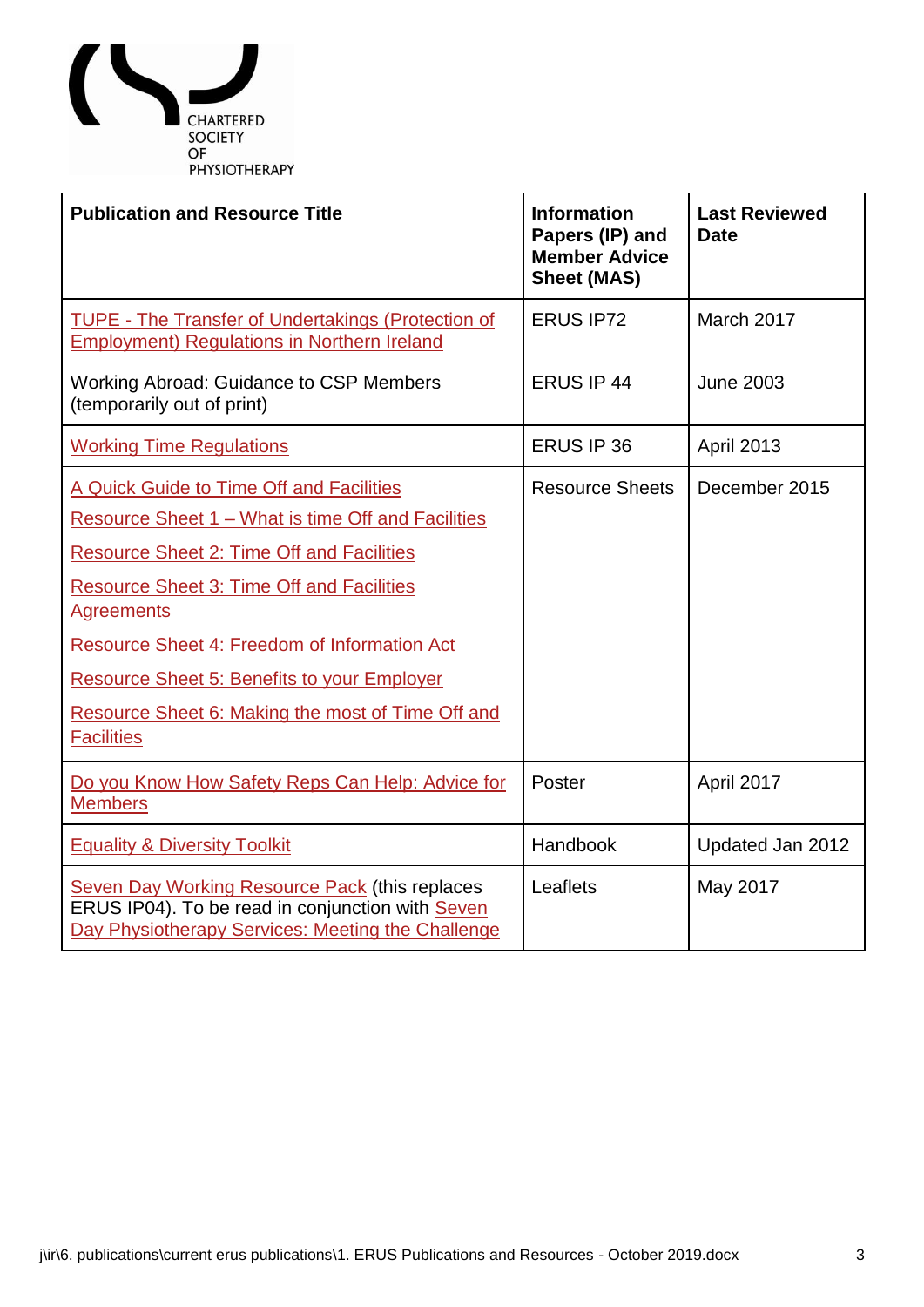| Publication and Resource Title | Information Papers (IP) and Member Advice Sheet (MAS) | Last Reviewed Date |
|---|---|---|
| TUPE - The Transfer of Undertakings (Protection of Employment) Regulations in Northern Ireland | ERUS IP72 | March 2017 |
| Working Abroad: Guidance to CSP Members (temporarily out of print) | ERUS IP 44 | June 2003 |
| Working Time Regulations | ERUS IP 36 | April 2013 |
| A Quick Guide to Time Off and Facilities<br>Resource Sheet 1 – What is time Off and Facilities<br>Resource Sheet 2: Time Off and Facilities<br>Resource Sheet 3: Time Off and Facilities Agreements<br>Resource Sheet 4: Freedom of Information Act<br>Resource Sheet 5: Benefits to your Employer<br>Resource Sheet 6: Making the most of Time Off and Facilities | Resource Sheets | December 2015 |
| Do you Know How Safety Reps Can Help: Advice for Members | Poster | April 2017 |
| Equality & Diversity Toolkit | Handbook | Updated Jan 2012 |
| Seven Day Working Resource Pack (this replaces ERUS IP04). To be read in conjunction with Seven Day Physiotherapy Services: Meeting the Challenge | Leaflets | May 2017 |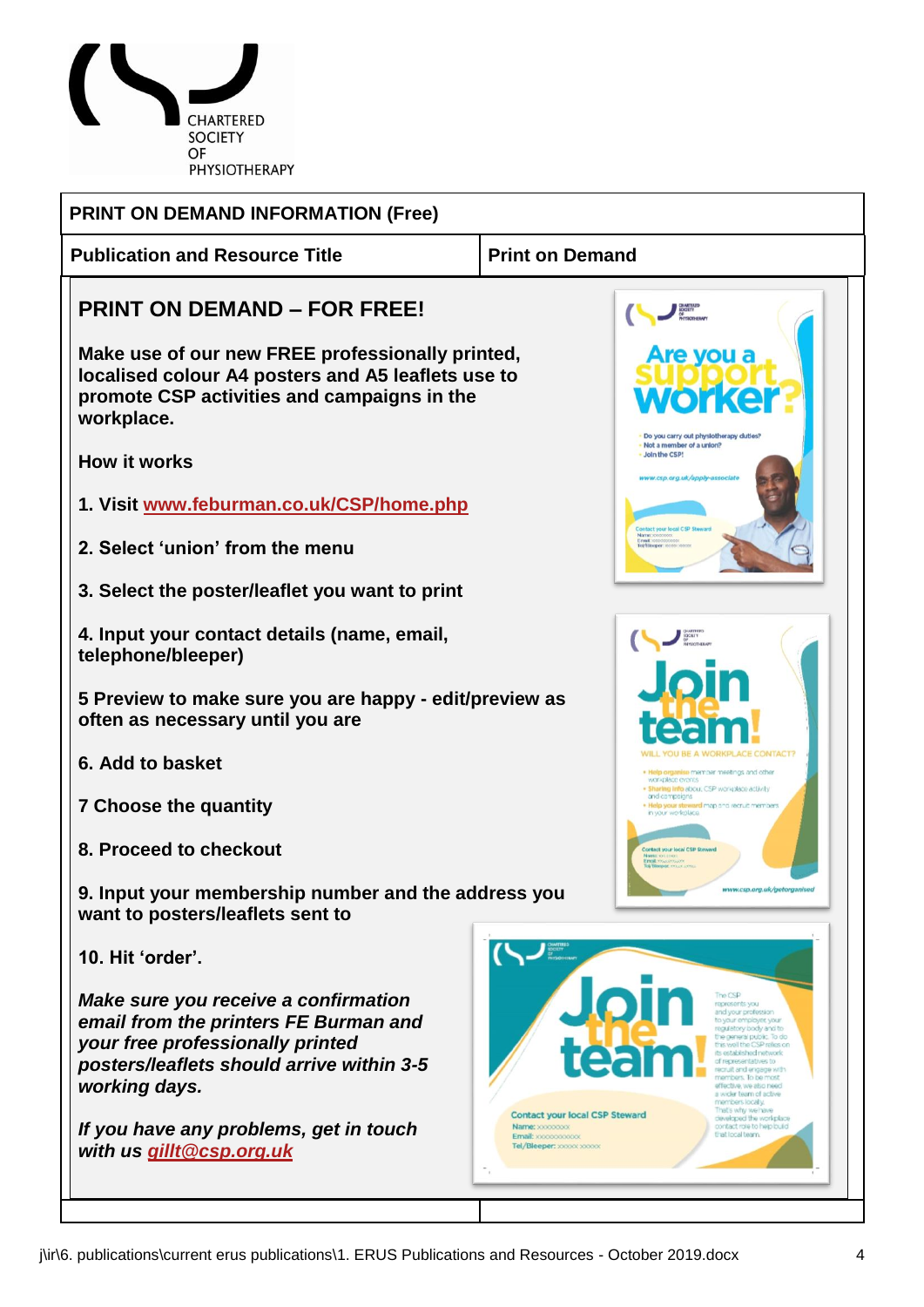CHARTERED SOCIETY OF PHYSIOTHERAPY

| PRINT ON DEMAND INFORMATION (Free) | |
|---|---|
| **Publication and Resource Title** | **Print on Demand** |

## PRINT ON DEMAND – FOR FREE!

**Make use of our new FREE professionally printed, localised colour A4 posters and A5 leaflets use to promote CSP activities and campaigns in the workplace.**

**How it works**

**1. Visit www.feburman.co.uk/CSP/home.php**

**2. Select 'union' from the menu**

**3. Select the poster/leaflet you want to print**

**4. Input your contact details (name, email, telephone/bleeper)**

**5 Preview to make sure you are happy - edit/preview as often as necessary until you are**

**6. Add to basket**

**7 Choose the quantity**

**8. Proceed to checkout**

**9. Input your membership number and the address you want to posters/leaflets sent to**

**10. Hit 'order'.**

***Make sure you receive a confirmation email from the printers FE Burman and your free professionally printed posters/leaflets should arrive within 3-5 working days.***

***If you have any problems, get in touch with us gillt@csp.org.uk***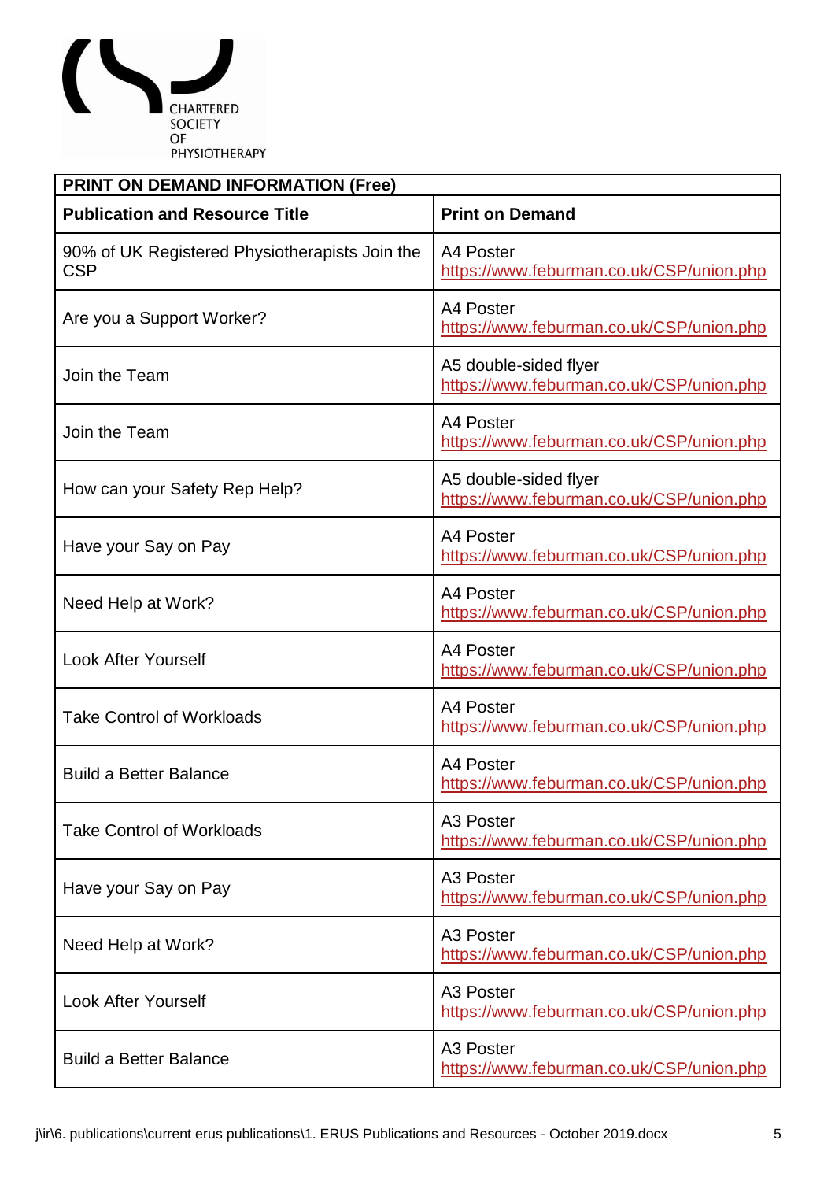| PRINT ON DEMAND INFORMATION (Free) | |
|---|---|
| **Publication and Resource Title** | **Print on Demand** |
| 90% of UK Registered Physiotherapists Join the CSP | A4 Poster https://www.feburman.co.uk/CSP/union.php |
| Are you a Support Worker? | A4 Poster https://www.feburman.co.uk/CSP/union.php |
| Join the Team | A5 double-sided flyer https://www.feburman.co.uk/CSP/union.php |
| Join the Team | A4 Poster https://www.feburman.co.uk/CSP/union.php |
| How can your Safety Rep Help? | A5 double-sided flyer https://www.feburman.co.uk/CSP/union.php |
| Have your Say on Pay | A4 Poster https://www.feburman.co.uk/CSP/union.php |
| Need Help at Work? | A4 Poster https://www.feburman.co.uk/CSP/union.php |
| Look After Yourself | A4 Poster https://www.feburman.co.uk/CSP/union.php |
| Take Control of Workloads | A4 Poster https://www.feburman.co.uk/CSP/union.php |
| Build a Better Balance | A4 Poster https://www.feburman.co.uk/CSP/union.php |
| Take Control of Workloads | A3 Poster https://www.feburman.co.uk/CSP/union.php |
| Have your Say on Pay | A3 Poster https://www.feburman.co.uk/CSP/union.php |
| Need Help at Work? | A3 Poster https://www.feburman.co.uk/CSP/union.php |
| Look After Yourself | A3 Poster https://www.feburman.co.uk/CSP/union.php |
| Build a Better Balance | A3 Poster https://www.feburman.co.uk/CSP/union.php |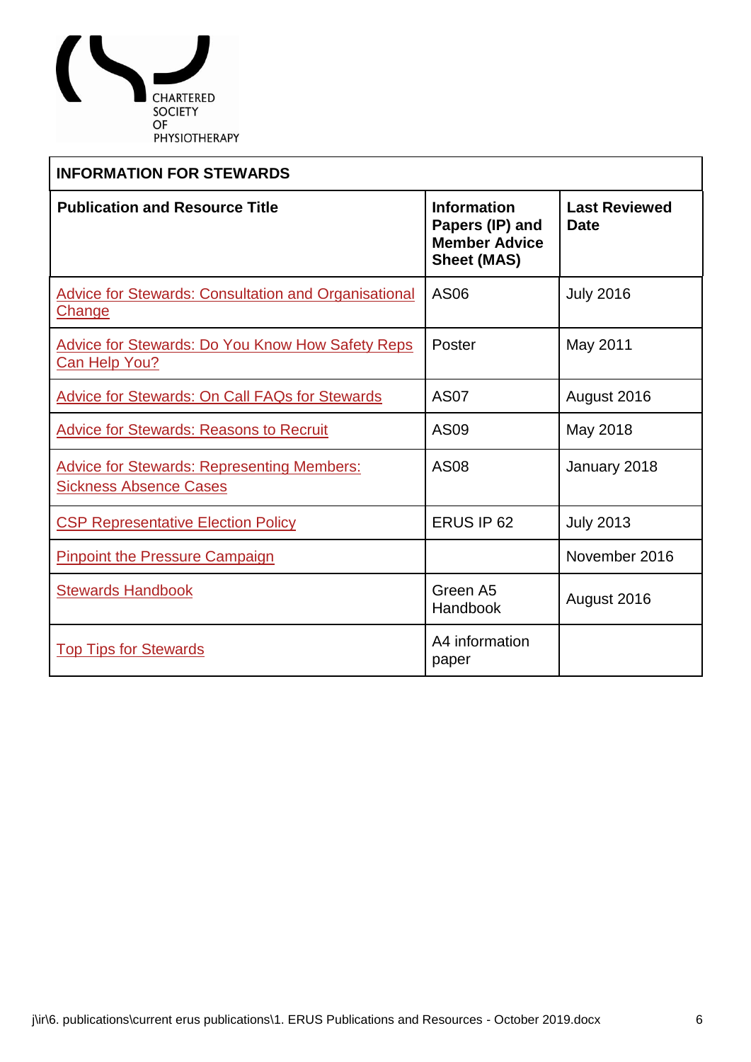CHARTERED SOCIETY OF PHYSIOTHERAPY

| INFORMATION FOR STEWARDS | | |
|---|---|---|
| **Publication and Resource Title** | **Information Papers (IP) and Member Advice Sheet (MAS)** | **Last Reviewed Date** |
| Advice for Stewards: Consultation and Organisational Change | AS06 | July 2016 |
| Advice for Stewards: Do You Know How Safety Reps Can Help You? | Poster | May 2011 |
| Advice for Stewards: On Call FAQs for Stewards | AS07 | August 2016 |
| Advice for Stewards: Reasons to Recruit | AS09 | May 2018 |
| Advice for Stewards: Representing Members: Sickness Absence Cases | AS08 | January 2018 |
| CSP Representative Election Policy | ERUS IP 62 | July 2013 |
| Pinpoint the Pressure Campaign | | November 2016 |
| Stewards Handbook | Green A5 Handbook | August 2016 |
| Top Tips for Stewards | A4 information paper | |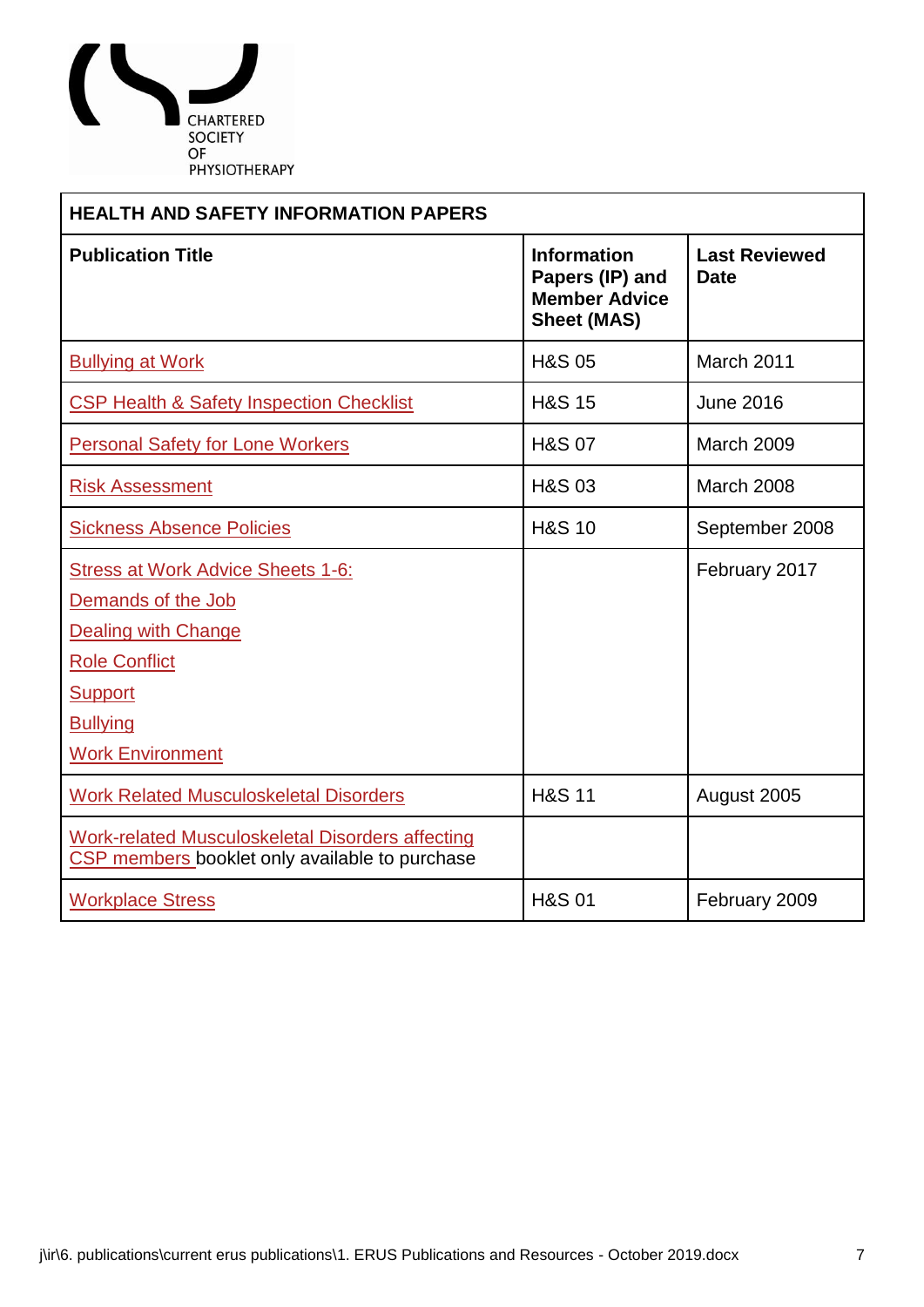CHARTERED SOCIETY OF PHYSIOTHERAPY

| HEALTH AND SAFETY INFORMATION PAPERS | | |
|---|---|---|
| **Publication Title** | **Information Papers (IP) and Member Advice Sheet (MAS)** | **Last Reviewed Date** |
| Bullying at Work | H&S 05 | March 2011 |
| CSP Health & Safety Inspection Checklist | H&S 15 | June 2016 |
| Personal Safety for Lone Workers | H&S 07 | March 2009 |
| Risk Assessment | H&S 03 | March 2008 |
| Sickness Absence Policies | H&S 10 | September 2008 |
| Stress at Work Advice Sheets 1-6:<br>Demands of the Job<br>Dealing with Change<br>Role Conflict<br>Support<br>Bullying<br>Work Environment | | February 2017 |
| Work Related Musculoskeletal Disorders | H&S 11 | August 2005 |
| Work-related Musculoskeletal Disorders affecting CSP members booklet only available to purchase | | |
| Workplace Stress | H&S 01 | February 2009 |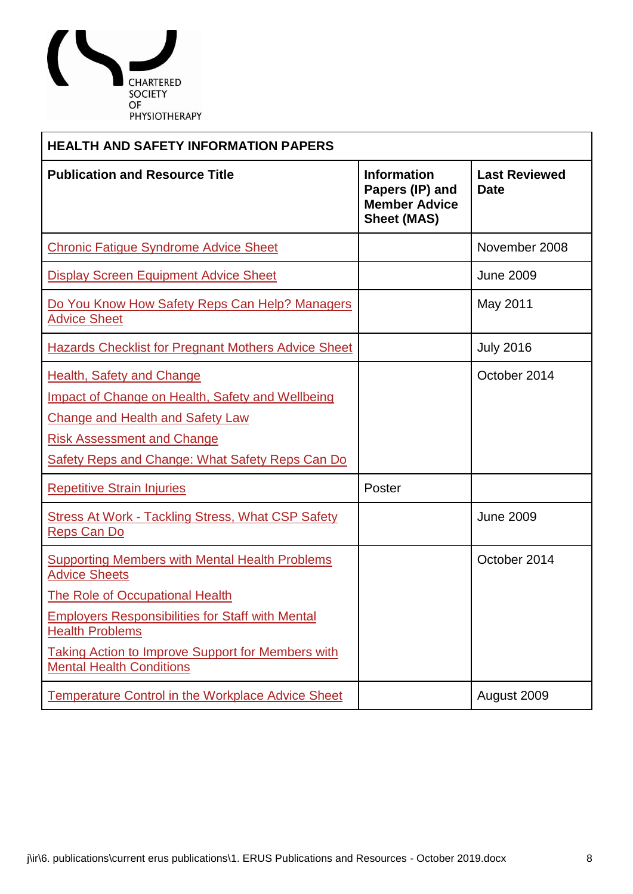CHARTERED SOCIETY OF PHYSIOTHERAPY

| HEALTH AND SAFETY INFORMATION PAPERS | | |
|---|---|---|
| **Publication and Resource Title** | **Information Papers (IP) and Member Advice Sheet (MAS)** | **Last Reviewed Date** |
| Chronic Fatigue Syndrome Advice Sheet | | November 2008 |
| Display Screen Equipment Advice Sheet | | June 2009 |
| Do You Know How Safety Reps Can Help? Managers Advice Sheet | | May 2011 |
| Hazards Checklist for Pregnant Mothers Advice Sheet | | July 2016 |
| Health, Safety and Change<br>Impact of Change on Health, Safety and Wellbeing<br>Change and Health and Safety Law<br>Risk Assessment and Change<br>Safety Reps and Change: What Safety Reps Can Do | | October 2014 |
| Repetitive Strain Injuries | Poster | |
| Stress At Work - Tackling Stress, What CSP Safety Reps Can Do | | June 2009 |
| Supporting Members with Mental Health Problems Advice Sheets<br>The Role of Occupational Health<br>Employers Responsibilities for Staff with Mental Health Problems<br>Taking Action to Improve Support for Members with Mental Health Conditions | | October 2014 |
| Temperature Control in the Workplace Advice Sheet | | August 2009 |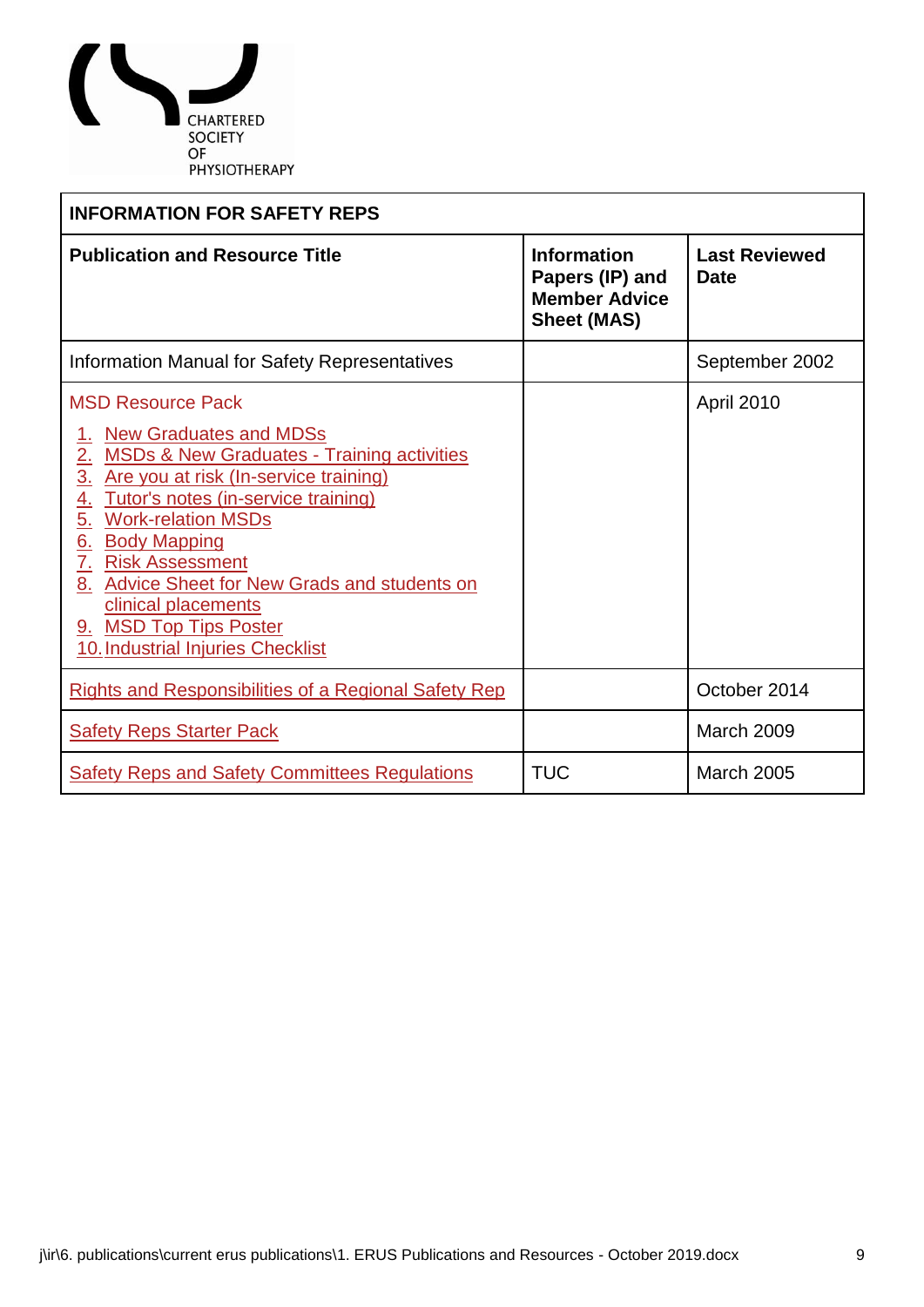| INFORMATION FOR SAFETY REPS | | |
|---|---|---|
| **Publication and Resource Title** | **Information Papers (IP) and Member Advice Sheet (MAS)** | **Last Reviewed Date** |
| Information Manual for Safety Representatives | | September 2002 |
| MSD Resource Pack<br>1. New Graduates and MDSs<br>2. MSDs & New Graduates - Training activities<br>3. Are you at risk (In-service training)<br>4. Tutor's notes (in-service training)<br>5. Work-relation MSDs<br>6. Body Mapping<br>7. Risk Assessment<br>8. Advice Sheet for New Grads and students on clinical placements<br>9. MSD Top Tips Poster<br>10. Industrial Injuries Checklist | | April 2010 |
| Rights and Responsibilities of a Regional Safety Rep | | October 2014 |
| Safety Reps Starter Pack | | March 2009 |
| Safety Reps and Safety Committees Regulations | TUC | March 2005 |